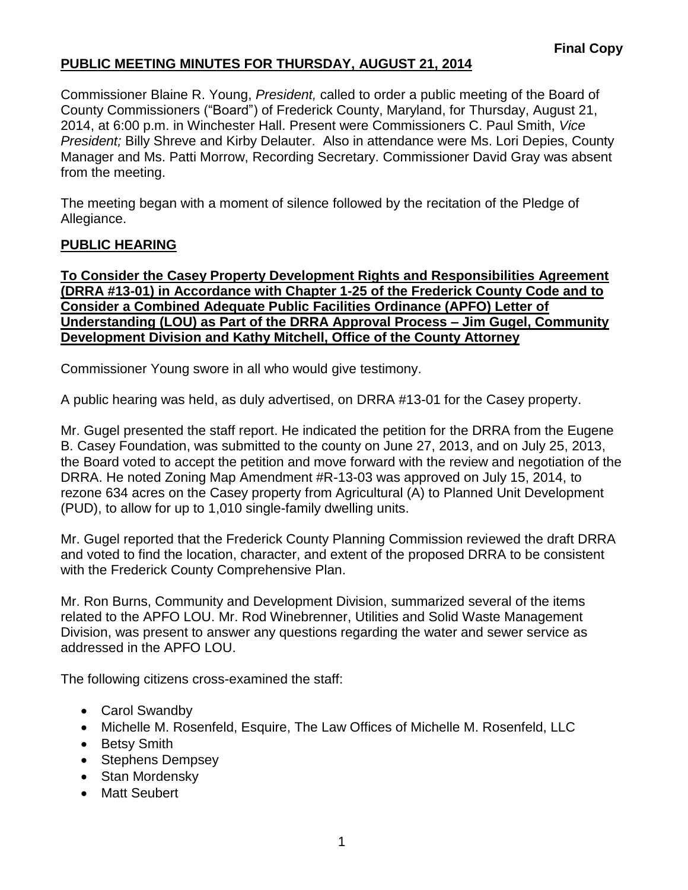**Final Copy**

**PUBLIC MEETING MINUTES FOR THURSDAY, AUGUST 21, 2014**

Commissioner Blaine R. Young, *President,* called to order a public meeting of the Board of County Commissioners ("Board") of Frederick County, Maryland, for Thursday, August 21, 2014, at 6:00 p.m. in Winchester Hall. Present were Commissioners C. Paul Smith, *Vice President;* Billy Shreve and Kirby Delauter. Also in attendance were Ms. Lori Depies, County Manager and Ms. Patti Morrow, Recording Secretary. Commissioner David Gray was absent from the meeting.

The meeting began with a moment of silence followed by the recitation of the Pledge of Allegiance.

**PUBLIC HEARING**

**To Consider the Casey Property Development Rights and Responsibilities Agreement (DRRA #13-01) in Accordance with Chapter 1-25 of the Frederick County Code and to Consider a Combined Adequate Public Facilities Ordinance (APFO) Letter of Understanding (LOU) as Part of the DRRA Approval Process – Jim Gugel, Community Development Division and Kathy Mitchell, Office of the County Attorney**

Commissioner Young swore in all who would give testimony.

A public hearing was held, as duly advertised, on DRRA #13-01 for the Casey property.

Mr. Gugel presented the staff report. He indicated the petition for the DRRA from the Eugene B. Casey Foundation, was submitted to the county on June 27, 2013, and on July 25, 2013, the Board voted to accept the petition and move forward with the review and negotiation of the DRRA. He noted Zoning Map Amendment #R-13-03 was approved on July 15, 2014, to rezone 634 acres on the Casey property from Agricultural (A) to Planned Unit Development (PUD), to allow for up to 1,010 single-family dwelling units.

Mr. Gugel reported that the Frederick County Planning Commission reviewed the draft DRRA and voted to find the location, character, and extent of the proposed DRRA to be consistent with the Frederick County Comprehensive Plan.

Mr. Ron Burns, Community and Development Division, summarized several of the items related to the APFO LOU. Mr. Rod Winebrenner, Utilities and Solid Waste Management Division, was present to answer any questions regarding the water and sewer service as addressed in the APFO LOU.

The following citizens cross-examined the staff:

- Carol Swandby
- Michelle M. Rosenfeld, Esquire, The Law Offices of Michelle M. Rosenfeld, LLC
- Betsy Smith
- Stephens Dempsey
- Stan Mordensky
- Matt Seubert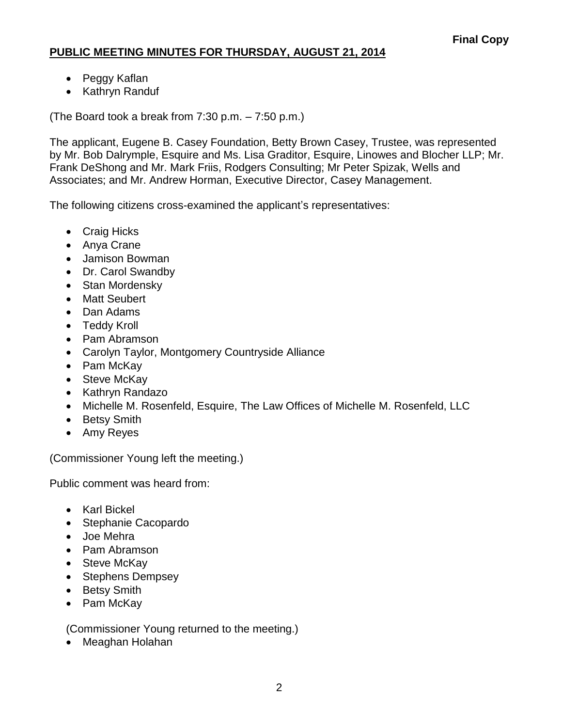**Final Copy**

**PUBLIC MEETING MINUTES FOR THURSDAY, AUGUST 21, 2014**

- Peggy Kaflan
- Kathryn Randuf

(The Board took a break from 7:30 p.m. – 7:50 p.m.)

The applicant, Eugene B. Casey Foundation, Betty Brown Casey, Trustee, was represented by Mr. Bob Dalrymple, Esquire and Ms. Lisa Graditor, Esquire, Linowes and Blocher LLP; Mr. Frank DeShong and Mr. Mark Friis, Rodgers Consulting; Mr Peter Spizak, Wells and Associates; and Mr. Andrew Horman, Executive Director, Casey Management.

The following citizens cross-examined the applicant's representatives:

- Craig Hicks
- Anya Crane
- Jamison Bowman
- Dr. Carol Swandby
- Stan Mordensky
- Matt Seubert
- Dan Adams
- Teddy Kroll
- Pam Abramson
- Carolyn Taylor, Montgomery Countryside Alliance
- Pam McKay
- Steve McKay
- Kathryn Randazo
- Michelle M. Rosenfeld, Esquire, The Law Offices of Michelle M. Rosenfeld, LLC
- Betsy Smith
- Amy Reyes

(Commissioner Young left the meeting.)

Public comment was heard from:

- Karl Bickel
- Stephanie Cacopardo
- Joe Mehra
- Pam Abramson
- Steve McKay
- Stephens Dempsey
- Betsy Smith
- Pam McKay

(Commissioner Young returned to the meeting.)

- Meaghan Holahan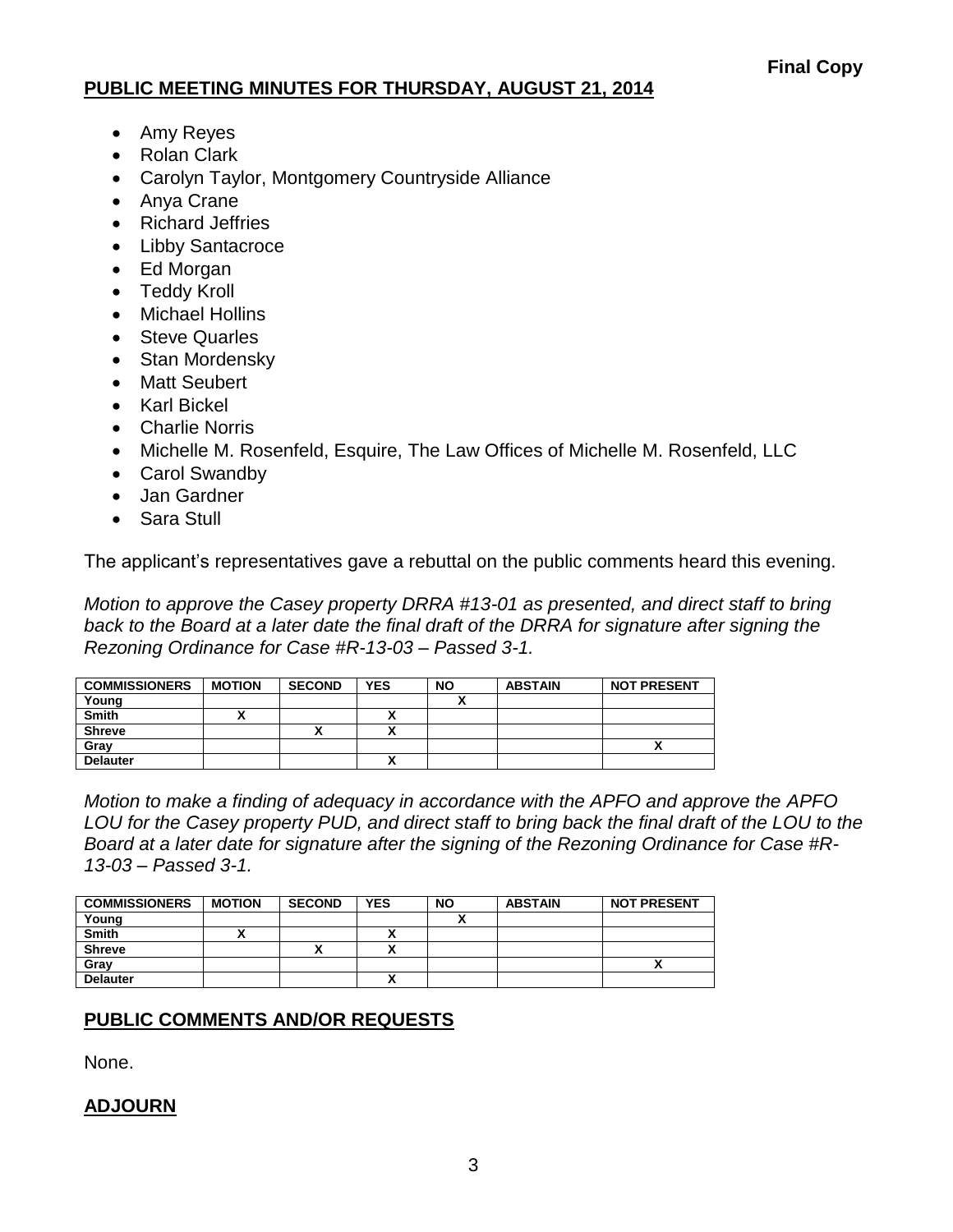**Final Copy**

## PUBLIC MEETING MINUTES FOR THURSDAY, AUGUST 21, 2014

- Amy Reyes
- Rolan Clark
- Carolyn Taylor, Montgomery Countryside Alliance
- Anya Crane
- Richard Jeffries
- Libby Santacroce
- Ed Morgan
- Teddy Kroll
- Michael Hollins
- Steve Quarles
- Stan Mordensky
- Matt Seubert
- Karl Bickel
- Charlie Norris
- Michelle M. Rosenfeld, Esquire, The Law Offices of Michelle M. Rosenfeld, LLC
- Carol Swandby
- Jan Gardner
- Sara Stull

The applicant's representatives gave a rebuttal on the public comments heard this evening.

*Motion to approve the Casey property DRRA #13-01 as presented, and direct staff to bring back to the Board at a later date the final draft of the DRRA for signature after signing the Rezoning Ordinance for Case #R-13-03 – Passed 3-1.*

| COMMISSIONERS | MOTION | SECOND | YES | NO | ABSTAIN | NOT PRESENT |
|---|---|---|---|---|---|---|
| Young | | | | X | | |
| Smith | X | | X | | | |
| Shreve | | X | X | | | |
| Gray | | | | | | X |
| Delauter | | | X | | | |

*Motion to make a finding of adequacy in accordance with the APFO and approve the APFO LOU for the Casey property PUD, and direct staff to bring back the final draft of the LOU to the Board at a later date for signature after the signing of the Rezoning Ordinance for Case #R-13-03 – Passed 3-1.*

| COMMISSIONERS | MOTION | SECOND | YES | NO | ABSTAIN | NOT PRESENT |
|---|---|---|---|---|---|---|
| Young | | | | X | | |
| Smith | X | | X | | | |
| Shreve | | X | X | | | |
| Gray | | | | | | X |
| Delauter | | | X | | | |

## PUBLIC COMMENTS AND/OR REQUESTS

None.

## ADJOURN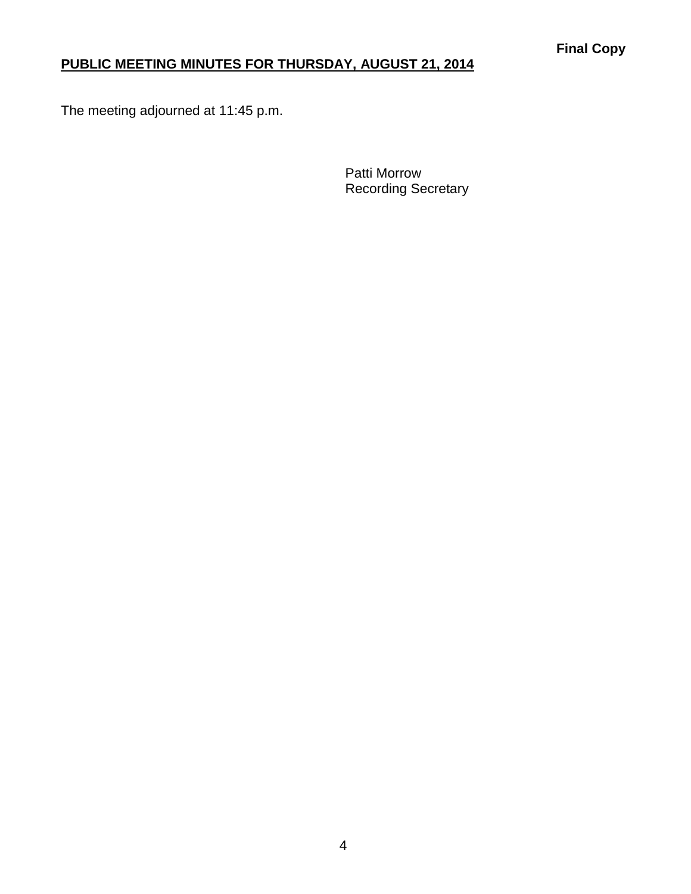**Final Copy**

**PUBLIC MEETING MINUTES FOR THURSDAY, AUGUST 21, 2014**

The meeting adjourned at 11:45 p.m.

Patti Morrow
Recording Secretary